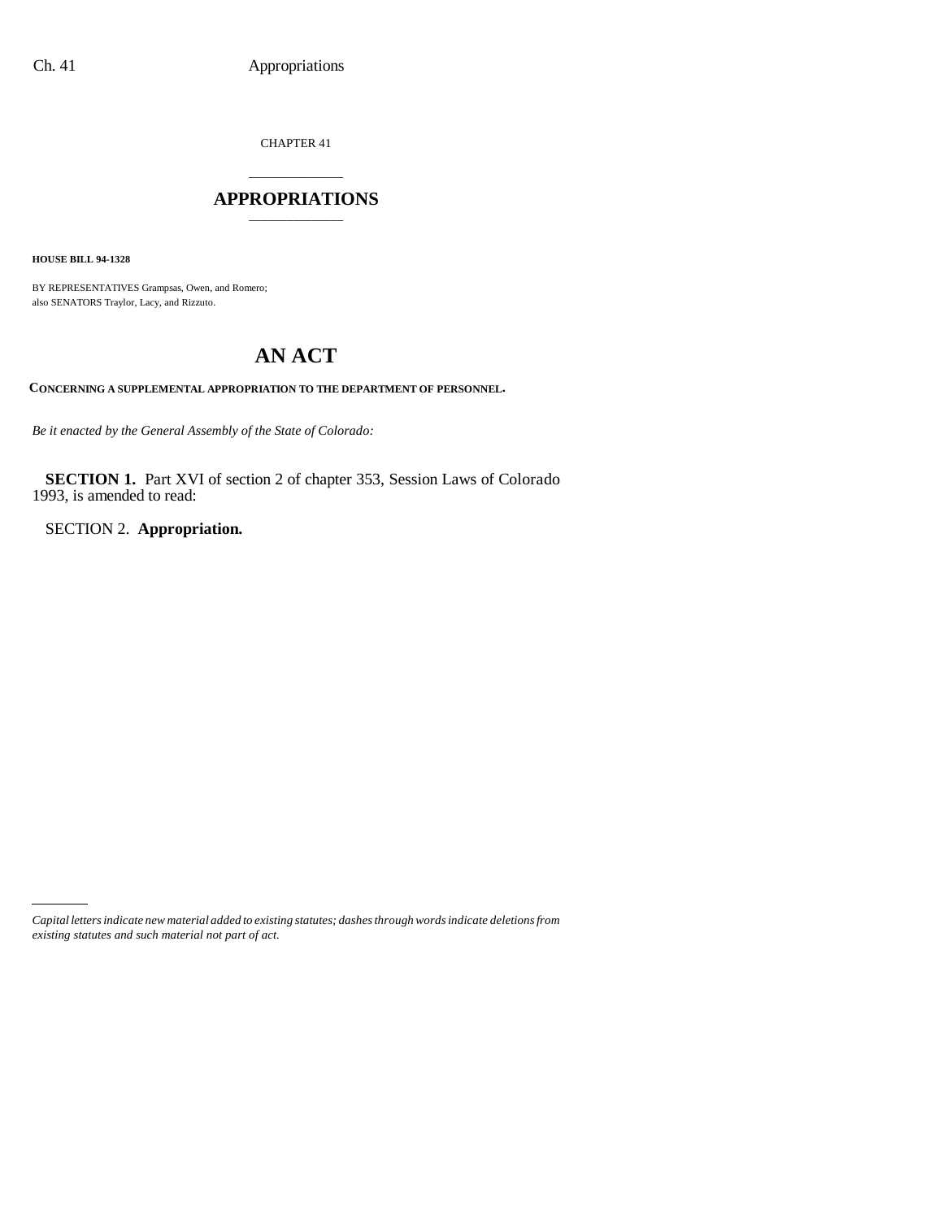CHAPTER 41

# APPROPRIATIONS

**HOUSE BILL 94-1328**

BY REPRESENTATIVES Grampsas, Owen, and Romero;
also SENATORS Traylor, Lacy, and Rizzuto.

# AN ACT

**CONCERNING A SUPPLEMENTAL APPROPRIATION TO THE DEPARTMENT OF PERSONNEL.**

*Be it enacted by the General Assembly of the State of Colorado:*

**SECTION 1.** Part XVI of section 2 of chapter 353, Session Laws of Colorado 1993, is amended to read:

SECTION 2. **Appropriation.**

*Capital letters indicate new material added to existing statutes; dashes through words indicate deletions from existing statutes and such material not part of act.*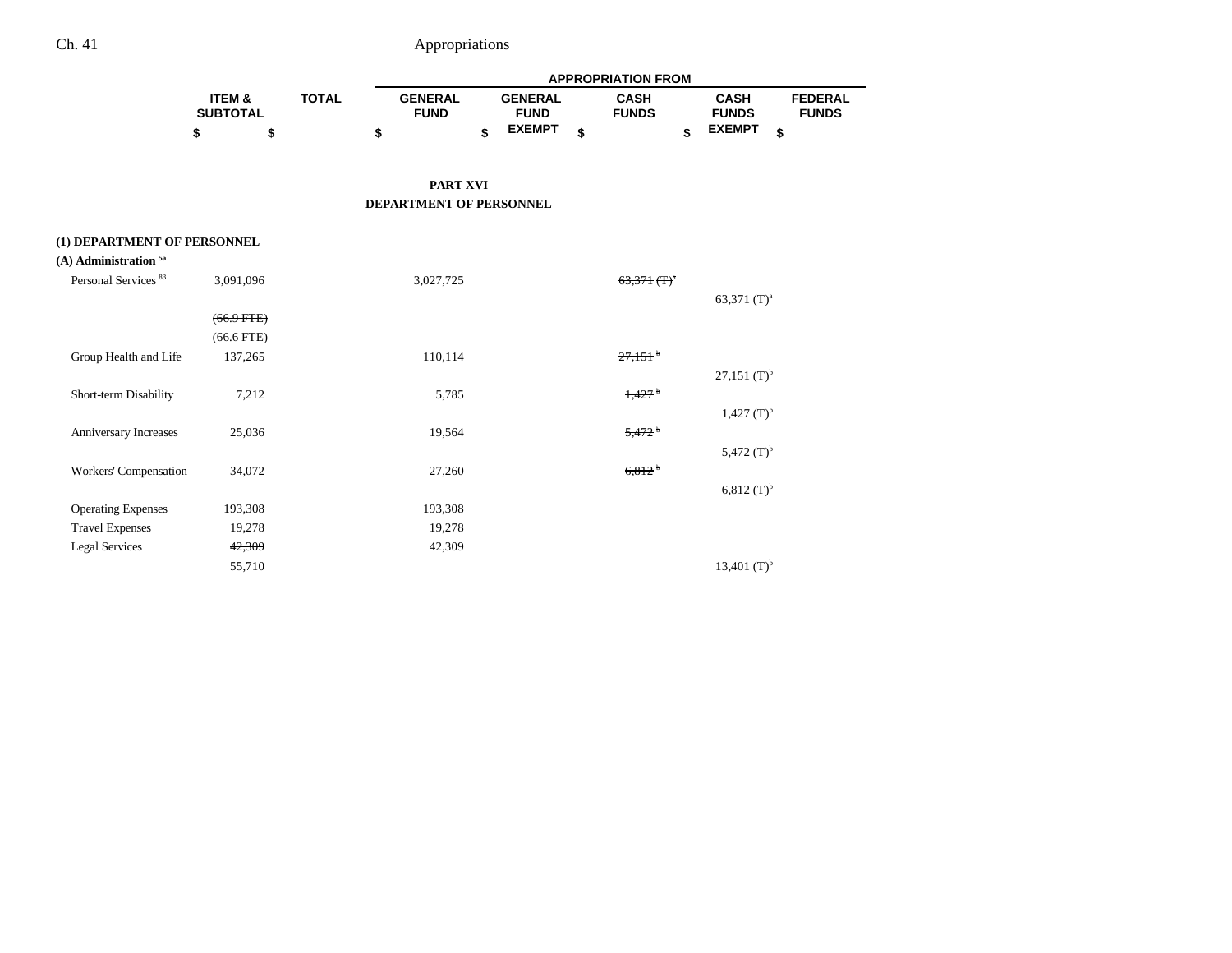## PART XVI
## DEPARTMENT OF PERSONNEL

| | ITEM & SUBTOTAL | TOTAL | APPROPRIATION FROM GENERAL FUND | GENERAL FUND EXEMPT | CASH FUNDS | CASH FUNDS EXEMPT | FEDERAL FUNDS |
|---|---|---|---|---|---|---|---|
| | $ | $ | $ | $ | $ | $ | $ |
| **(1) DEPARTMENT OF PERSONNEL** | | | | | | | |
| **(A) Administration** [5a] | | | | | | | |
| Personal Services [83] | 3,091,096 | | 3,027,725 | | ~~63,371 (T)~~[a] | | |
| | | | | | | 63,371 (T)[a] | |
| | ~~(66.9 FTE)~~ | | | | | | |
| | (66.6 FTE) | | | | | | |
| Group Health and Life | 137,265 | | 110,114 | | ~~27,151~~[b] | | |
| | | | | | | 27,151 (T)[b] | |
| Short-term Disability | 7,212 | | 5,785 | | ~~1,427~~[b] | | |
| | | | | | | 1,427 (T)[b] | |
| Anniversary Increases | 25,036 | | 19,564 | | ~~5,472~~[b] | | |
| | | | | | | 5,472 (T)[b] | |
| Workers' Compensation | 34,072 | | 27,260 | | ~~6,812~~[b] | | |
| | | | | | | 6,812 (T)[b] | |
| Operating Expenses | 193,308 | | 193,308 | | | | |
| Travel Expenses | 19,278 | | 19,278 | | | | |
| Legal Services | ~~42,309~~ | | 42,309 | | | | |
| | 55,710 | | | | | 13,401 (T)[b] | |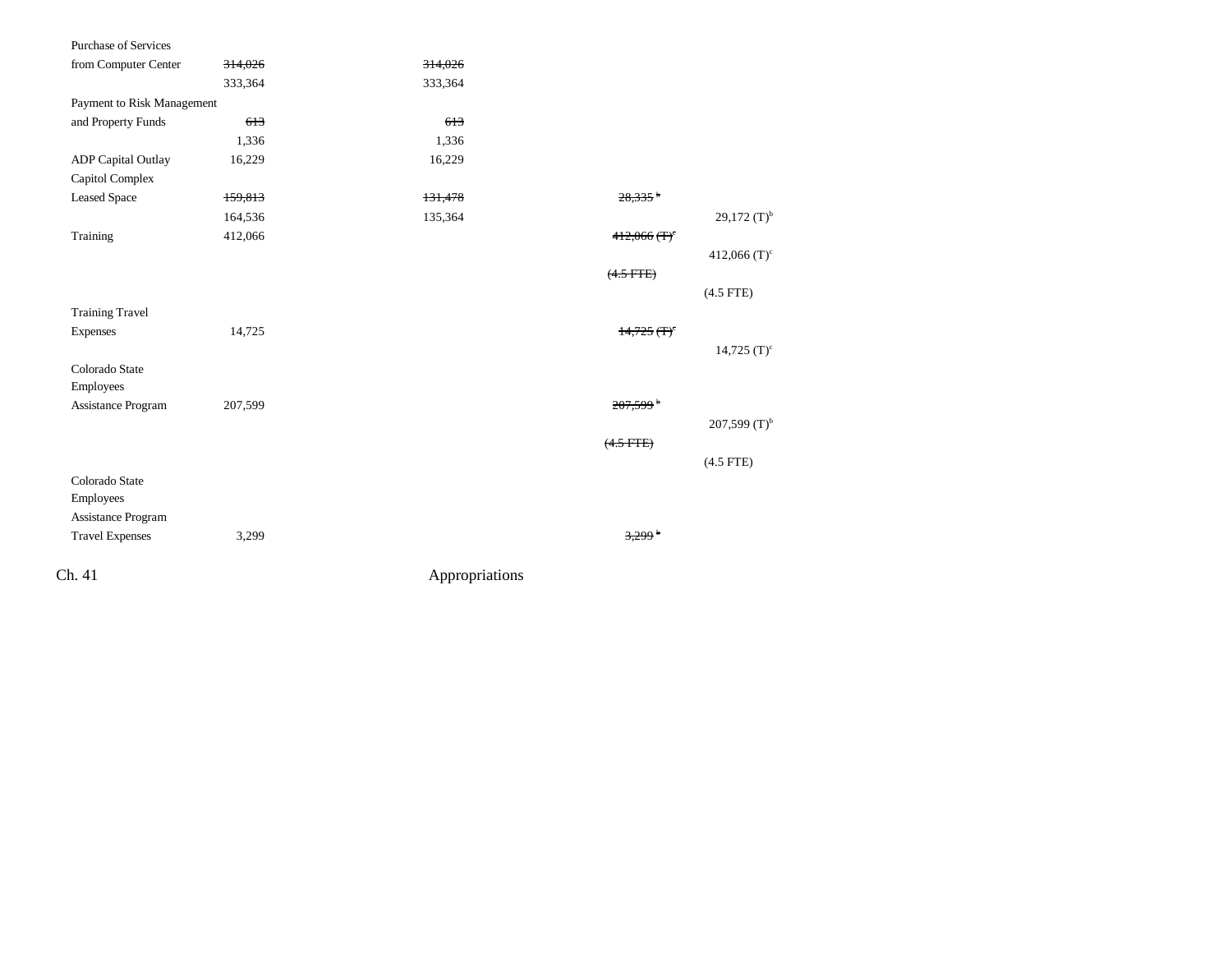| | | | | |
|---|---|---|---|---|
| Purchase of Services from Computer Center | ~~314,026~~ | ~~314,026~~ | | |
| | 333,364 | 333,364 | | |
| Payment to Risk Management and Property Funds | ~~613~~ | ~~613~~ | | |
| | 1,336 | 1,336 | | |
| ADP Capital Outlay | 16,229 | 16,229 | | |
| Capitol Complex Leased Space | ~~159,813~~ | ~~131,478~~ | ~~28,335~~ [b] | |
| | 164,536 | 135,364 | | 29,172 (T)[b] |
| Training | 412,066 | | ~~412,066 (T)~~[c] | |
| | | | | 412,066 (T)[c] |
| | | | ~~(4.5 FTE)~~ | |
| | | | | (4.5 FTE) |
| Training Travel Expenses | 14,725 | | ~~14,725 (T)~~[c] | |
| | | | | 14,725 (T)[c] |
| Colorado State Employees Assistance Program | 207,599 | | ~~207,599~~ [b] | |
| | | | | 207,599 (T)[b] |
| | | | ~~(4.5 FTE)~~ | |
| | | | | (4.5 FTE) |
| Colorado State Employees Assistance Program Travel Expenses | 3,299 | | ~~3,299~~ [b] | |

Ch. 41 Appropriations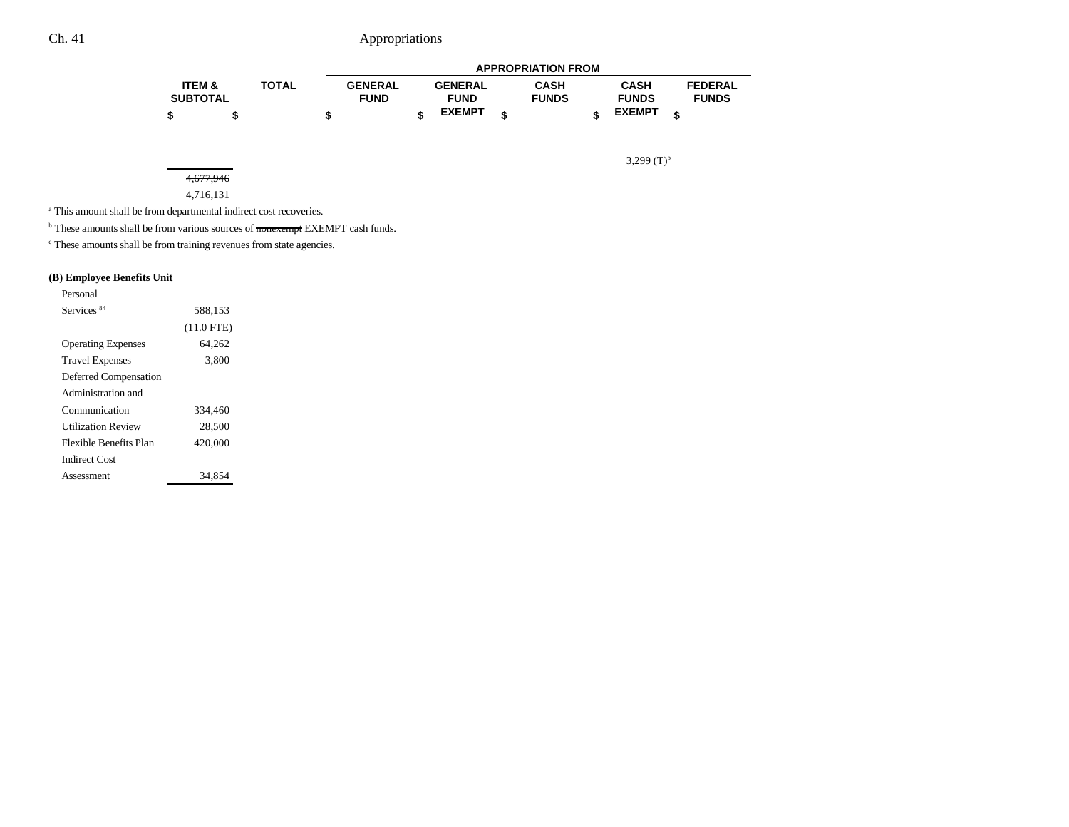| | ITEM & SUBTOTAL | TOTAL | APPROPRIATION FROM | | | | |
|---|---|---|---|---|---|---|---|
| | | | GENERAL FUND | GENERAL FUND EXEMPT | CASH FUNDS | CASH FUNDS EXEMPT | FEDERAL FUNDS |
| | $ | $ | $ | $ | $ | $ | $ |
| | | | | | | 3,299 (T)[b] | |
| | ~~4,677,946~~ | | | | | | |
| | 4,716,131 | | | | | | |

[a] This amount shall be from departmental indirect cost recoveries.

[b] These amounts shall be from various sources of ~~nonexempt~~ EXEMPT cash funds.

[c] These amounts shall be from training revenues from state agencies.

**(B) Employee Benefits Unit**

| | ITEM & SUBTOTAL | TOTAL | GENERAL FUND | GENERAL FUND EXEMPT | CASH FUNDS | CASH FUNDS EXEMPT | FEDERAL FUNDS |
|---|---|---|---|---|---|---|---|
| Personal Services [84] | 588,153 | | | | | | |
| | (11.0 FTE) | | | | | | |
| Operating Expenses | 64,262 | | | | | | |
| Travel Expenses | 3,800 | | | | | | |
| Deferred Compensation Administration and Communication | 334,460 | | | | | | |
| Utilization Review | 28,500 | | | | | | |
| Flexible Benefits Plan | 420,000 | | | | | | |
| Indirect Cost Assessment | 34,854 | | | | | | |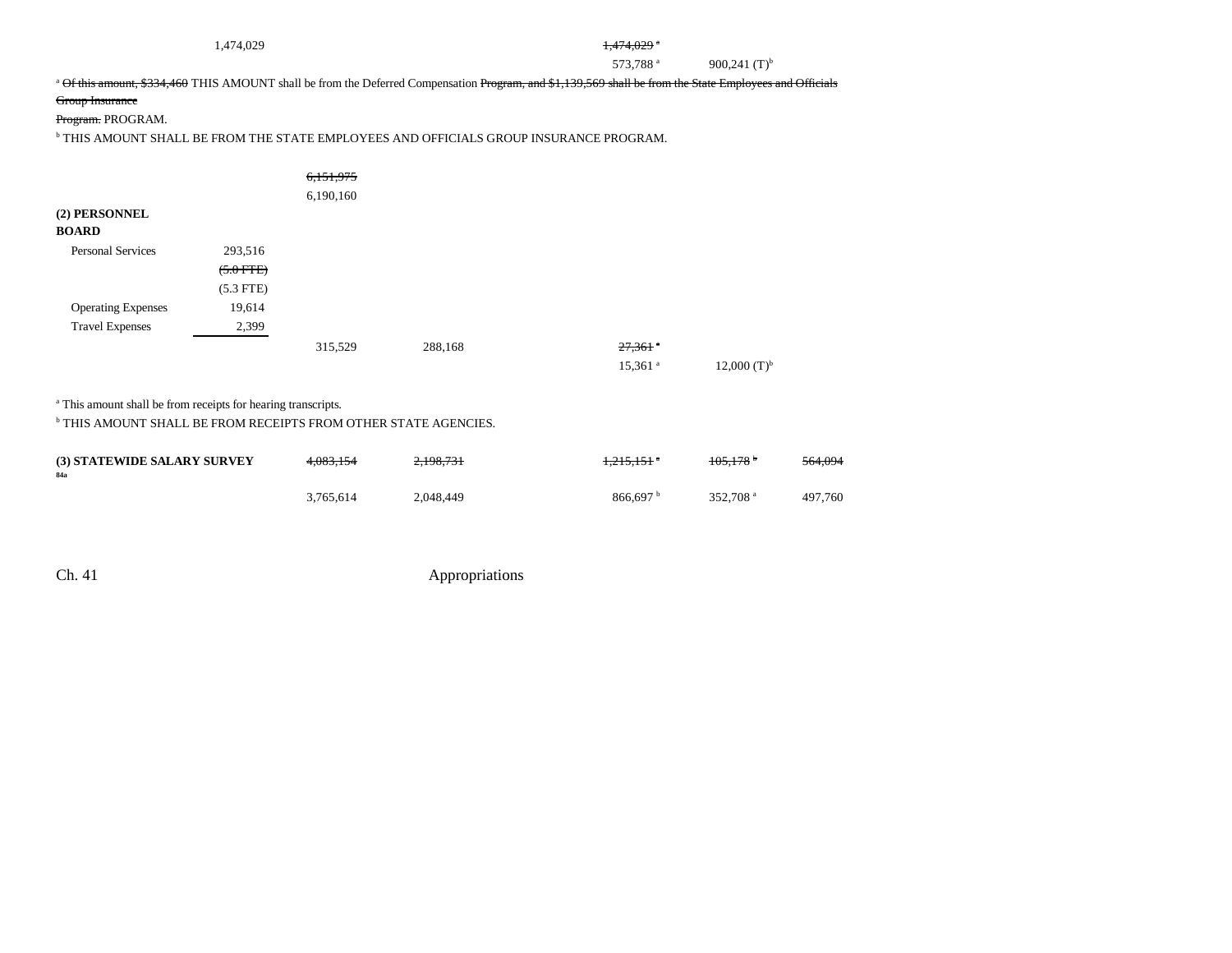| | | | | | | |
|---|---|---|---|---|---|---|
| | 1,474,029 | | | ~~1,474,029~~ [a] | | |
| | | | | 573,788 [a] | 900,241 (T)[b] | |

[a] ~~Of this amount, $334,460~~ THIS AMOUNT shall be from the Deferred Compensation ~~Program, and $1,139,569 shall be from the State Employees and Officials Group Insurance Program.~~ PROGRAM.

[b] THIS AMOUNT SHALL BE FROM THE STATE EMPLOYEES AND OFFICIALS GROUP INSURANCE PROGRAM.

| | | | | | | |
|---|---|---|---|---|---|---|
| | | ~~6,151,975~~ | | | | |
| | | 6,190,160 | | | | |
| **(2) PERSONNEL BOARD** | | | | | | |
| Personal Services | 293,516 | | | | | |
| | ~~(5.0 FTE)~~ | | | | | |
| | (5.3 FTE) | | | | | |
| Operating Expenses | 19,614 | | | | | |
| Travel Expenses | 2,399 | | | | | |
| | | 315,529 | 288,168 | ~~27,361~~ [a] | | |
| | | | | 15,361 [a] | 12,000 (T)[b] | |

[a] This amount shall be from receipts for hearing transcripts.

[b] THIS AMOUNT SHALL BE FROM RECEIPTS FROM OTHER STATE AGENCIES.

| | | | | | | |
|---|---|---|---|---|---|---|
| **(3) STATEWIDE SALARY SURVEY** [84a] | | ~~4,083,154~~ | ~~2,198,731~~ | ~~1,215,151~~ [a] | ~~105,178~~ [b] | ~~564,094~~ |
| | | 3,765,614 | 2,048,449 | 866,697 [b] | 352,708 [a] | 497,760 |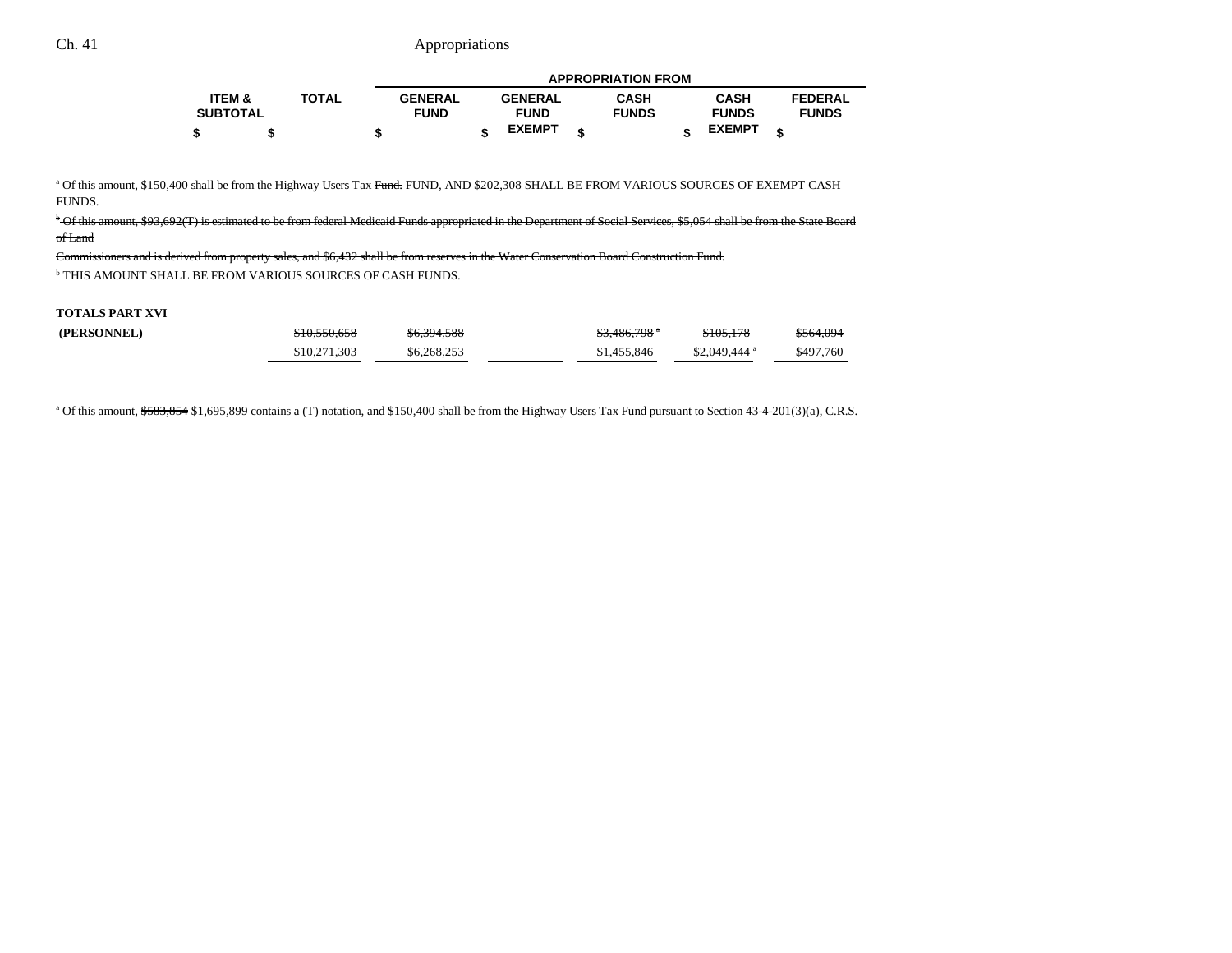| | ITEM & SUBTOTAL | TOTAL | APPROPRIATION FROM GENERAL FUND | GENERAL FUND EXEMPT | CASH FUNDS | CASH FUNDS EXEMPT | FEDERAL FUNDS |
|---|---|---|---|---|---|---|---|
| | $ | $ | $ | $ | $ | $ | $ |

[a] Of this amount, $150,400 shall be from the Highway Users Tax ~~Fund.~~ FUND, AND $202,308 SHALL BE FROM VARIOUS SOURCES OF EXEMPT CASH FUNDS.

~~[b] Of this amount, $93,692(T) is estimated to be from federal Medicaid Funds appropriated in the Department of Social Services, $5,054 shall be from the State Board of Land Commissioners and is derived from property sales, and $6,432 shall be from reserves in the Water Conservation Board Construction Fund.~~

[b] THIS AMOUNT SHALL BE FROM VARIOUS SOURCES OF CASH FUNDS.

**TOTALS PART XVI**

| | ITEM & SUBTOTAL | TOTAL | GENERAL FUND | GENERAL FUND EXEMPT | CASH FUNDS | CASH FUNDS EXEMPT | FEDERAL FUNDS |
|---|---|---|---|---|---|---|---|
| **(PERSONNEL)** | | ~~$10,550,658~~ | ~~$6,394,588~~ | | ~~$3,486,798~~ [a] | ~~$105,178~~ | ~~$564,094~~ |
| | | $10,271,303 | $6,268,253 | | $1,455,846 | $2,049,444 [a] | $497,760 |

[a] Of this amount, ~~$503,854~~ $1,695,899 contains a (T) notation, and $150,400 shall be from the Highway Users Tax Fund pursuant to Section 43-4-201(3)(a), C.R.S.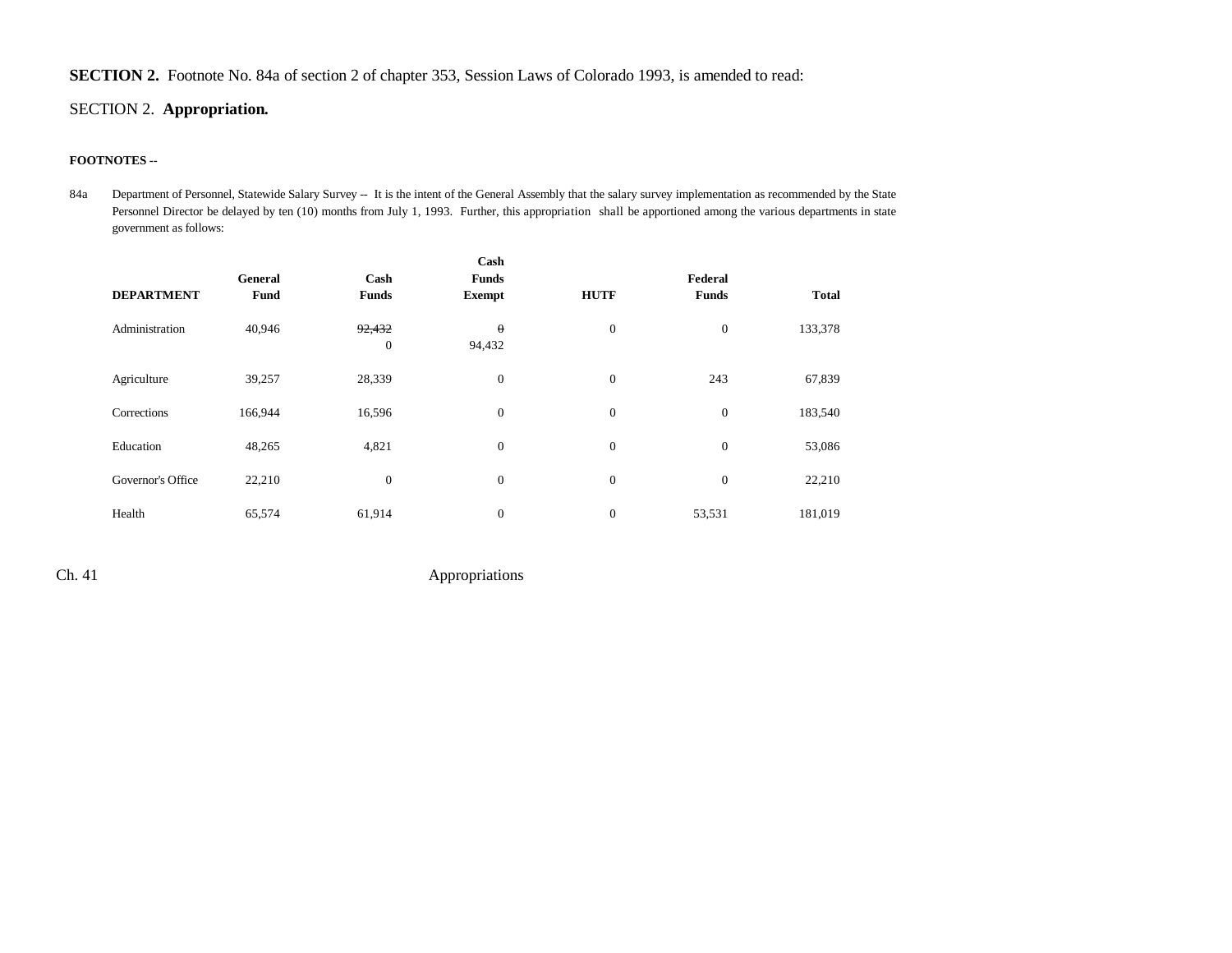**SECTION 2.** Footnote No. 84a of section 2 of chapter 353, Session Laws of Colorado 1993, is amended to read:

SECTION 2. **Appropriation.**

**FOOTNOTES --**

84a Department of Personnel, Statewide Salary Survey -- It is the intent of the General Assembly that the salary survey implementation as recommended by the State Personnel Director be delayed by ten (10) months from July 1, 1993. Further, this appropriation shall be apportioned among the various departments in state government as follows:

| DEPARTMENT | General Fund | Cash Funds | Cash Funds Exempt | HUTF | Federal Funds | Total |
|---|---|---|---|---|---|---|
| Administration | 40,946 | ~~92,432~~ 0 | ~~0~~ 94,432 | 0 | 0 | 133,378 |
| Agriculture | 39,257 | 28,339 | 0 | 0 | 243 | 67,839 |
| Corrections | 166,944 | 16,596 | 0 | 0 | 0 | 183,540 |
| Education | 48,265 | 4,821 | 0 | 0 | 0 | 53,086 |
| Governor's Office | 22,210 | 0 | 0 | 0 | 0 | 22,210 |
| Health | 65,574 | 61,914 | 0 | 0 | 53,531 | 181,019 |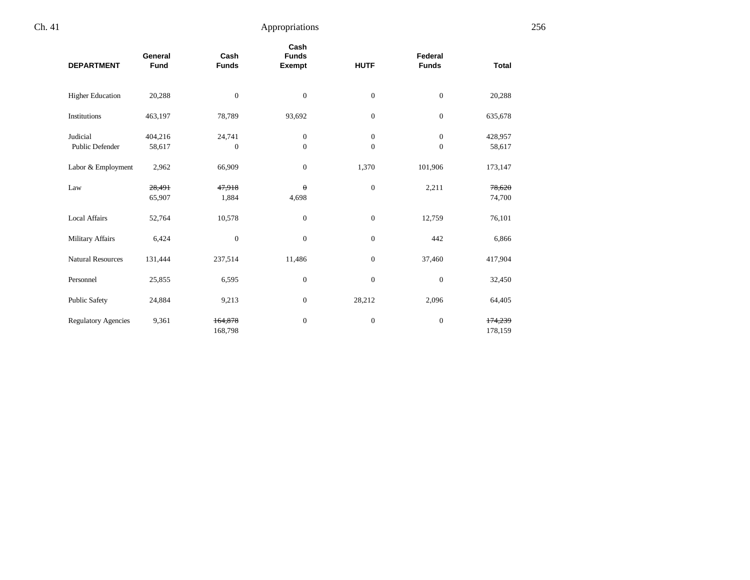| DEPARTMENT | General Fund | Cash Funds | Cash Funds Exempt | HUTF | Federal Funds | Total |
|---|---|---|---|---|---|---|
| Higher Education | 20,288 | 0 | 0 | 0 | 0 | 20,288 |
| Institutions | 463,197 | 78,789 | 93,692 | 0 | 0 | 635,678 |
| Judicial | 404,216 | 24,741 | 0 | 0 | 0 | 428,957 |
| Public Defender | 58,617 | 0 | 0 | 0 | 0 | 58,617 |
| Labor & Employment | 2,962 | 66,909 | 0 | 1,370 | 101,906 | 173,147 |
| Law | ~~28,491~~ 65,907 | ~~47,918~~ 1,884 | ~~0~~ 4,698 | 0 | 2,211 | ~~78,620~~ 74,700 |
| Local Affairs | 52,764 | 10,578 | 0 | 0 | 12,759 | 76,101 |
| Military Affairs | 6,424 | 0 | 0 | 0 | 442 | 6,866 |
| Natural Resources | 131,444 | 237,514 | 11,486 | 0 | 37,460 | 417,904 |
| Personnel | 25,855 | 6,595 | 0 | 0 | 0 | 32,450 |
| Public Safety | 24,884 | 9,213 | 0 | 28,212 | 2,096 | 64,405 |
| Regulatory Agencies | 9,361 | ~~164,878~~ 168,798 | 0 | 0 | 0 | ~~174,239~~ 178,159 |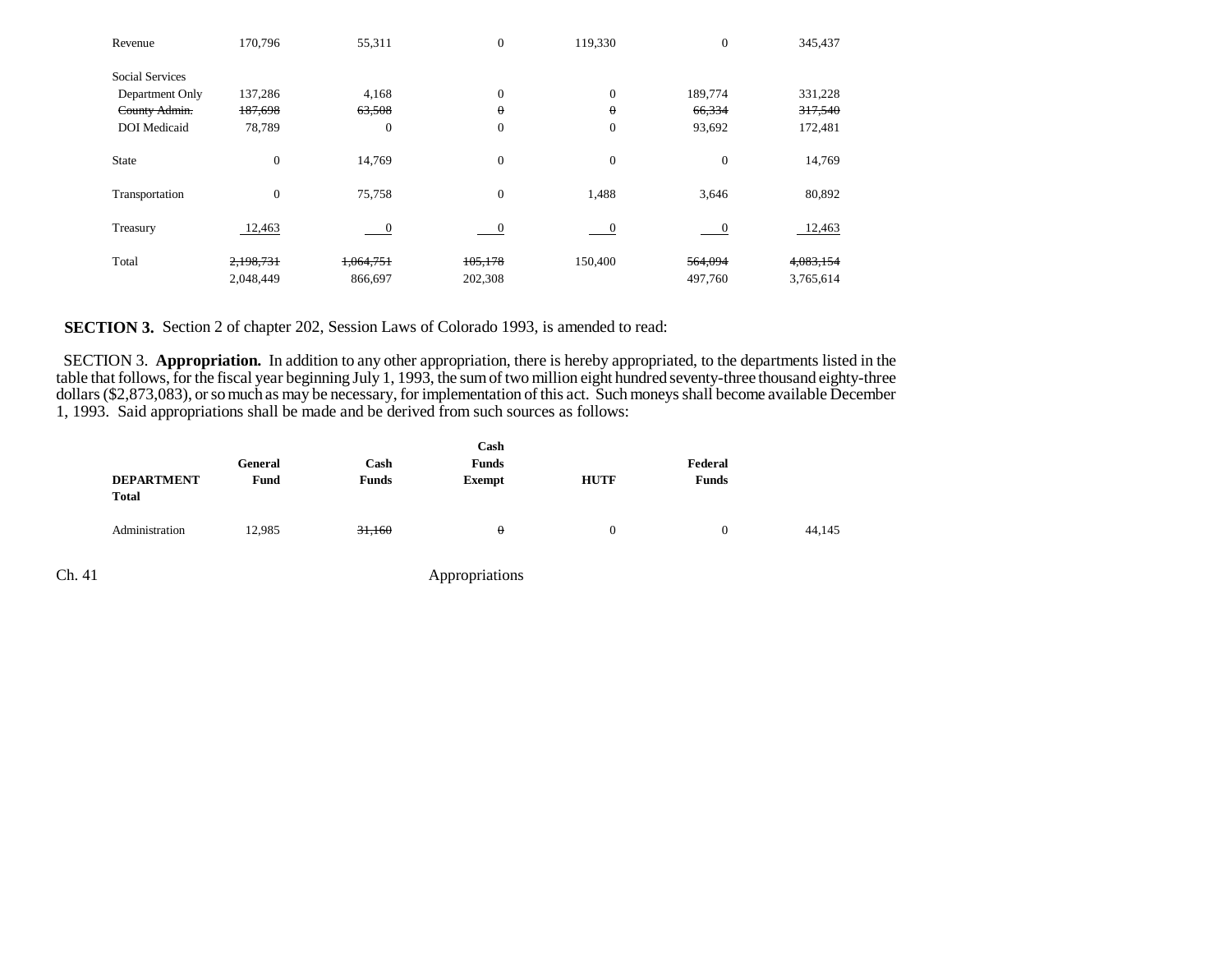| | | | | | | |
|---|---|---|---|---|---|---|
| Revenue | 170,796 | 55,311 | 0 | 119,330 | 0 | 345,437 |
| Social Services | | | | | | |
| Department Only | 137,286 | 4,168 | 0 | 0 | 189,774 | 331,228 |
| ~~County Admin.~~ | ~~187,698~~ | ~~63,508~~ | ~~0~~ | ~~0~~ | ~~66,334~~ | ~~317,540~~ |
| DOI Medicaid | 78,789 | 0 | 0 | 0 | 93,692 | 172,481 |
| State | 0 | 14,769 | 0 | 0 | 0 | 14,769 |
| Transportation | 0 | 75,758 | 0 | 1,488 | 3,646 | 80,892 |
| Treasury | 12,463 | 0 | 0 | 0 | 0 | 12,463 |
| Total | ~~2,198,731~~ 2,048,449 | ~~1,064,751~~ 866,697 | ~~105,178~~ 202,308 | 150,400 | ~~564,094~~ 497,760 | ~~4,083,154~~ 3,765,614 |

**SECTION 3.** Section 2 of chapter 202, Session Laws of Colorado 1993, is amended to read:

SECTION 3. **Appropriation.** In addition to any other appropriation, there is hereby appropriated, to the departments listed in the table that follows, for the fiscal year beginning July 1, 1993, the sum of two million eight hundred seventy-three thousand eighty-three dollars ($2,873,083), or so much as may be necessary, for implementation of this act. Such moneys shall become available December 1, 1993. Said appropriations shall be made and be derived from such sources as follows:

| DEPARTMENT | General Fund | Cash Funds | Cash Funds Exempt | HUTF | Federal Funds | Total |
|---|---|---|---|---|---|---|
| Administration | 12,985 | ~~31,160~~ | ~~0~~ | 0 | 0 | 44,145 |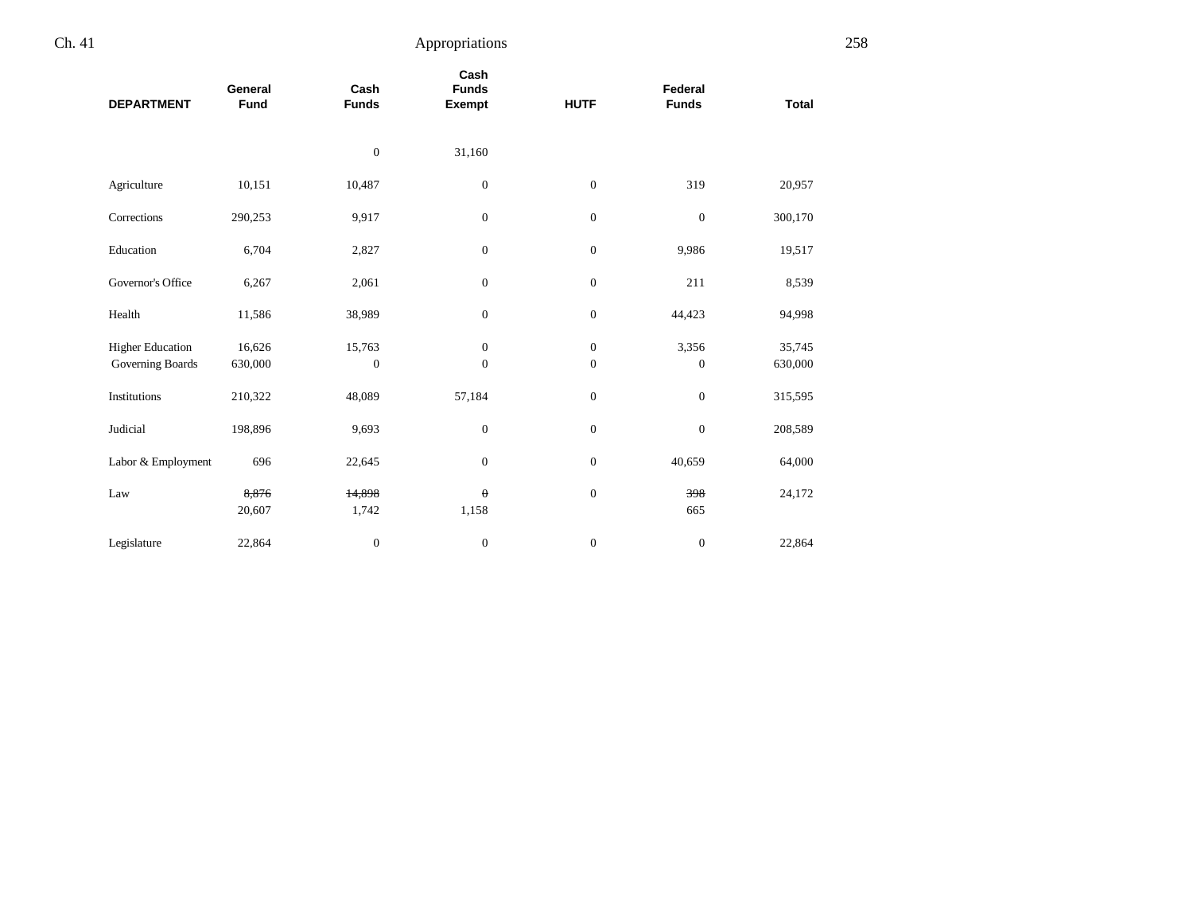| DEPARTMENT | General Fund | Cash Funds | Cash Funds Exempt | HUTF | Federal Funds | Total |
|---|---|---|---|---|---|---|
| | | 0 | 31,160 | | | |
| Agriculture | 10,151 | 10,487 | 0 | 0 | 319 | 20,957 |
| Corrections | 290,253 | 9,917 | 0 | 0 | 0 | 300,170 |
| Education | 6,704 | 2,827 | 0 | 0 | 9,986 | 19,517 |
| Governor's Office | 6,267 | 2,061 | 0 | 0 | 211 | 8,539 |
| Health | 11,586 | 38,989 | 0 | 0 | 44,423 | 94,998 |
| Higher Education | 16,626 | 15,763 | 0 | 0 | 3,356 | 35,745 |
| Governing Boards | 630,000 | 0 | 0 | 0 | 0 | 630,000 |
| Institutions | 210,322 | 48,089 | 57,184 | 0 | 0 | 315,595 |
| Judicial | 198,896 | 9,693 | 0 | 0 | 0 | 208,589 |
| Labor & Employment | 696 | 22,645 | 0 | 0 | 40,659 | 64,000 |
| Law | ~~8,876~~ 20,607 | ~~14,898~~ 1,742 | ~~0~~ 1,158 | 0 | ~~398~~ 665 | 24,172 |
| Legislature | 22,864 | 0 | 0 | 0 | 0 | 22,864 |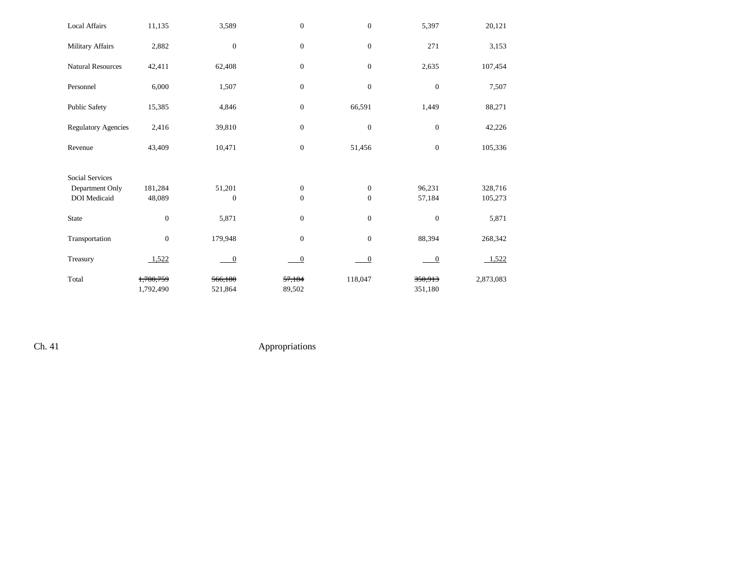| | | | | | | |
|---|---|---|---|---|---|---|
| Local Affairs | 11,135 | 3,589 | 0 | 0 | 5,397 | 20,121 |
| Military Affairs | 2,882 | 0 | 0 | 0 | 271 | 3,153 |
| Natural Resources | 42,411 | 62,408 | 0 | 0 | 2,635 | 107,454 |
| Personnel | 6,000 | 1,507 | 0 | 0 | 0 | 7,507 |
| Public Safety | 15,385 | 4,846 | 0 | 66,591 | 1,449 | 88,271 |
| Regulatory Agencies | 2,416 | 39,810 | 0 | 0 | 0 | 42,226 |
| Revenue | 43,409 | 10,471 | 0 | 51,456 | 0 | 105,336 |
| Social Services | | | | | | |
| Department Only | 181,284 | 51,201 | 0 | 0 | 96,231 | 328,716 |
| DOI Medicaid | 48,089 | 0 | 0 | 0 | 57,184 | 105,273 |
| State | 0 | 5,871 | 0 | 0 | 0 | 5,871 |
| Transportation | 0 | 179,948 | 0 | 0 | 88,394 | 268,342 |
| Treasury | 1,522 | 0 | 0 | 0 | 0 | 1,522 |
| Total | ~~1,780,759~~ 1,792,490 | ~~566,180~~ 521,864 | ~~57,184~~ 89,502 | 118,047 | ~~350,913~~ 351,180 | 2,873,083 |

Ch. 41 Appropriations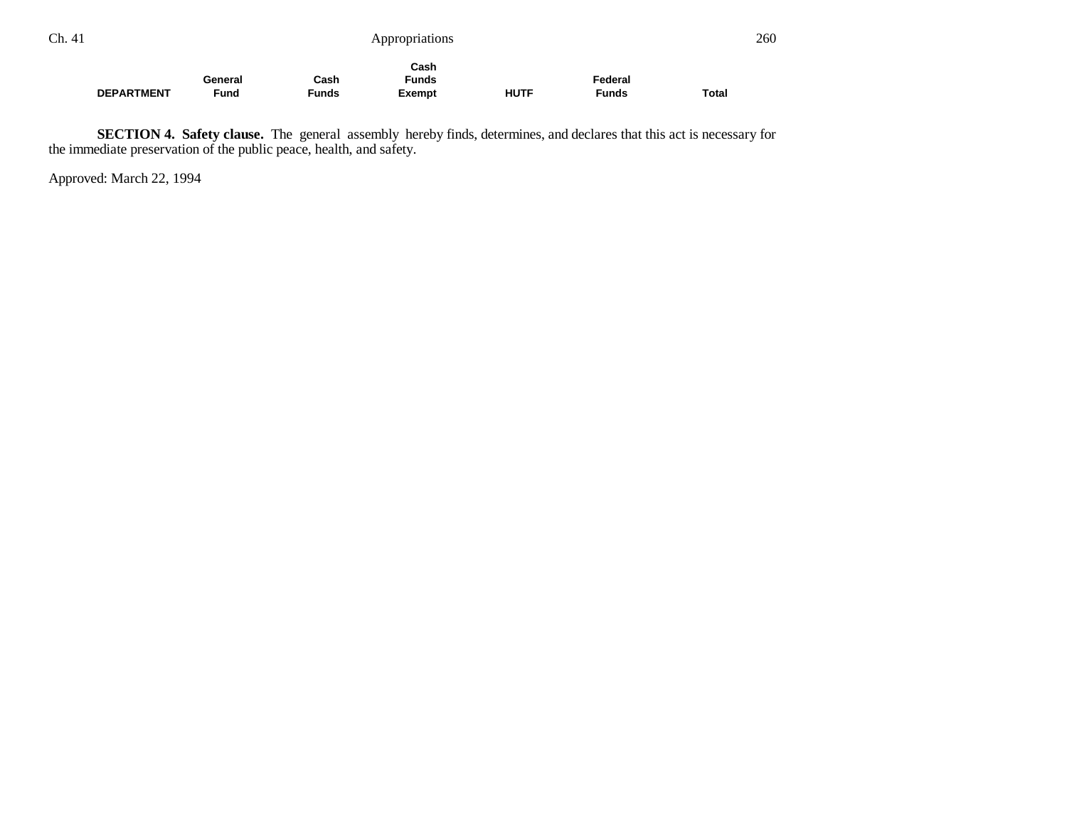| DEPARTMENT | General Fund | Cash Funds | Cash Funds Exempt | HUTF | Federal Funds | Total |
|---|---|---|---|---|---|---|

**SECTION 4. Safety clause.** The general assembly hereby finds, determines, and declares that this act is necessary for the immediate preservation of the public peace, health, and safety.

Approved: March 22, 1994